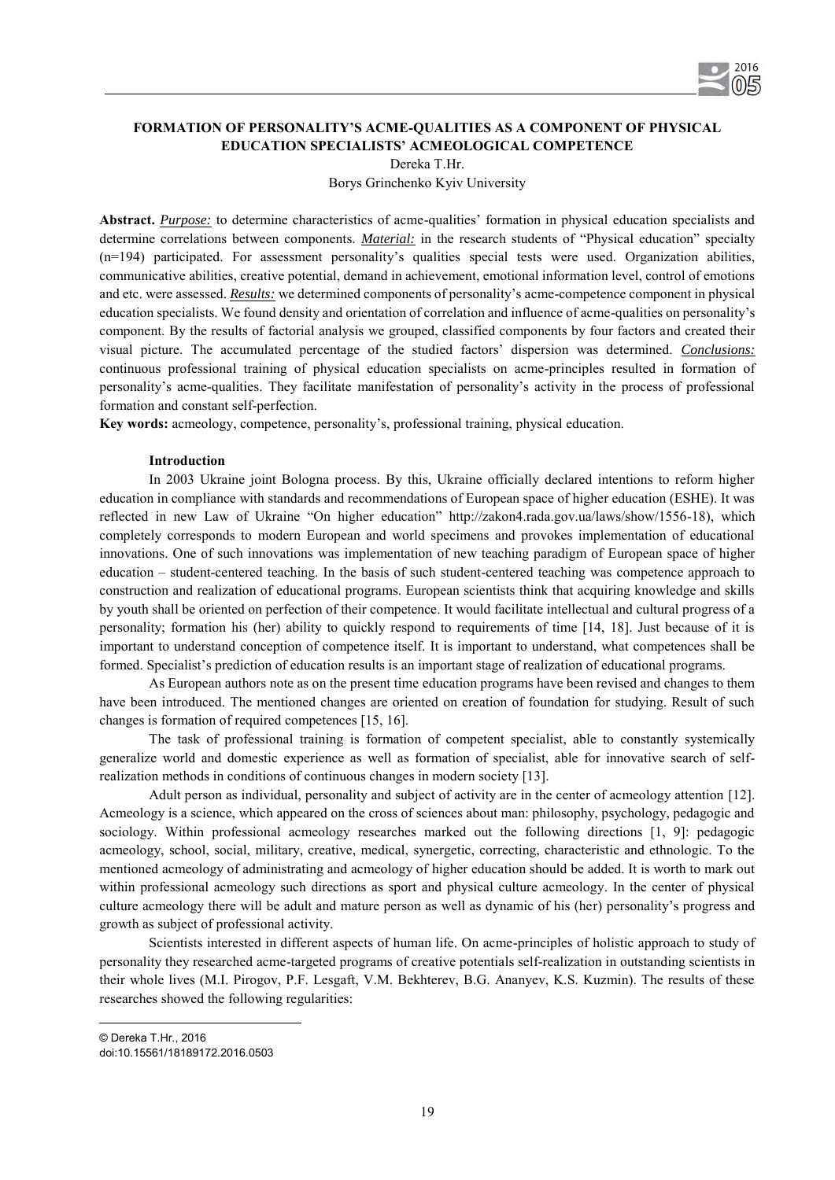## FORMATION OF PERSONALITY'S ACME-QUALITIES AS A COMPONENT OF PHYSICAL EDUCATION SPECIALISTS' ACMEOLOGICAL COMPETENCE

Dereka T.Hr.

Borys Grinchenko Kyiv University

**Abstract.** ***Purpose:*** to determine characteristics of acme-qualities' formation in physical education specialists and determine correlations between components. ***Material:*** in the research students of "Physical education" specialty (n=194) participated. For assessment personality's qualities special tests were used. Organization abilities, communicative abilities, creative potential, demand in achievement, emotional information level, control of emotions and etc. were assessed. ***Results:*** we determined components of personality's acme-competence component in physical education specialists. We found density and orientation of correlation and influence of acme-qualities on personality's component. By the results of factorial analysis we grouped, classified components by four factors and created their visual picture. The accumulated percentage of the studied factors' dispersion was determined. ***Conclusions:*** continuous professional training of physical education specialists on acme-principles resulted in formation of personality's acme-qualities. They facilitate manifestation of personality's activity in the process of professional formation and constant self-perfection.

**Key words:** acmeology, competence, personality's, professional training, physical education.

### Introduction

In 2003 Ukraine joint Bologna process. By this, Ukraine officially declared intentions to reform higher education in compliance with standards and recommendations of European space of higher education (ESHE). It was reflected in new Law of Ukraine "On higher education" http://zakon4.rada.gov.ua/laws/show/1556-18), which completely corresponds to modern European and world specimens and provokes implementation of educational innovations. One of such innovations was implementation of new teaching paradigm of European space of higher education – student-centered teaching. In the basis of such student-centered teaching was competence approach to construction and realization of educational programs. European scientists think that acquiring knowledge and skills by youth shall be oriented on perfection of their competence. It would facilitate intellectual and cultural progress of a personality; formation his (her) ability to quickly respond to requirements of time [14, 18]. Just because of it is important to understand conception of competence itself. It is important to understand, what competences shall be formed. Specialist's prediction of education results is an important stage of realization of educational programs.

As European authors note as on the present time education programs have been revised and changes to them have been introduced. The mentioned changes are oriented on creation of foundation for studying. Result of such changes is formation of required competences [15, 16].

The task of professional training is formation of competent specialist, able to constantly systemically generalize world and domestic experience as well as formation of specialist, able for innovative search of self-realization methods in conditions of continuous changes in modern society [13].

Adult person as individual, personality and subject of activity are in the center of acmeology attention [12]. Acmeology is a science, which appeared on the cross of sciences about man: philosophy, psychology, pedagogic and sociology. Within professional acmeology researches marked out the following directions [1, 9]: pedagogic acmeology, school, social, military, creative, medical, synergetic, correcting, characteristic and ethnologic. To the mentioned acmeology of administrating and acmeology of higher education should be added. It is worth to mark out within professional acmeology such directions as sport and physical culture acmeology. In the center of physical culture acmeology there will be adult and mature person as well as dynamic of his (her) personality's progress and growth as subject of professional activity.

Scientists interested in different aspects of human life. On acme-principles of holistic approach to study of personality they researched acme-targeted programs of creative potentials self-realization in outstanding scientists in their whole lives (M.I. Pirogov, P.F. Lesgaft, V.M. Bekhterev, B.G. Ananyev, K.S. Kuzmin). The results of these researches showed the following regularities:

---

© Dereka T.Hr., 2016

doi:10.15561/18189172.2016.0503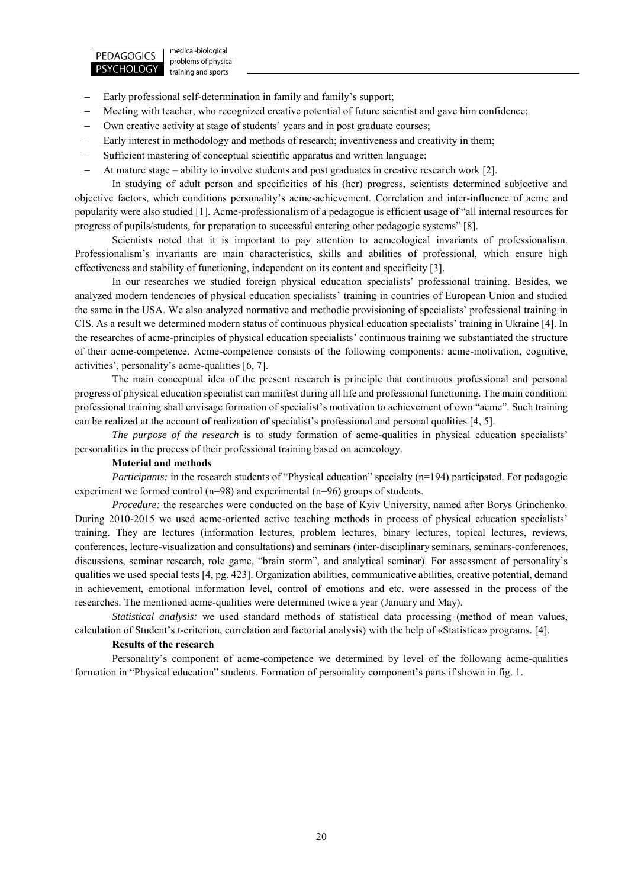- Early professional self-determination in family and family's support;
- Meeting with teacher, who recognized creative potential of future scientist and gave him confidence;
- Own creative activity at stage of students' years and in post graduate courses;
- Early interest in methodology and methods of research; inventiveness and creativity in them;
- Sufficient mastering of conceptual scientific apparatus and written language;
- At mature stage – ability to involve students and post graduates in creative research work [2].

In studying of adult person and specificities of his (her) progress, scientists determined subjective and objective factors, which conditions personality's acme-achievement. Correlation and inter-influence of acme and popularity were also studied [1]. Acme-professionalism of a pedagogue is efficient usage of "all internal resources for progress of pupils/students, for preparation to successful entering other pedagogic systems" [8].

Scientists noted that it is important to pay attention to acmeological invariants of professionalism. Professionalism's invariants are main characteristics, skills and abilities of professional, which ensure high effectiveness and stability of functioning, independent on its content and specificity [3].

In our researches we studied foreign physical education specialists' professional training. Besides, we analyzed modern tendencies of physical education specialists' training in countries of European Union and studied the same in the USA. We also analyzed normative and methodic provisioning of specialists' professional training in CIS. As a result we determined modern status of continuous physical education specialists' training in Ukraine [4]. In the researches of acme-principles of physical education specialists' continuous training we substantiated the structure of their acme-competence. Acme-competence consists of the following components: acme-motivation, cognitive, activities', personality's acme-qualities [6, 7].

The main conceptual idea of the present research is principle that continuous professional and personal progress of physical education specialist can manifest during all life and professional functioning. The main condition: professional training shall envisage formation of specialist's motivation to achievement of own "acme". Such training can be realized at the account of realization of specialist's professional and personal qualities [4, 5].

*The purpose of the research* is to study formation of acme-qualities in physical education specialists' personalities in the process of their professional training based on acmeology.

**Material and methods**

*Participants:* in the research students of "Physical education" specialty (n=194) participated. For pedagogic experiment we formed control (n=98) and experimental (n=96) groups of students.

*Procedure:* the researches were conducted on the base of Kyiv University, named after Borys Grinchenko. During 2010-2015 we used acme-oriented active teaching methods in process of physical education specialists' training. They are lectures (information lectures, problem lectures, binary lectures, topical lectures, reviews, conferences, lecture-visualization and consultations) and seminars (inter-disciplinary seminars, seminars-conferences, discussions, seminar research, role game, "brain storm", and analytical seminar). For assessment of personality's qualities we used special tests [4, pg. 423]. Organization abilities, communicative abilities, creative potential, demand in achievement, emotional information level, control of emotions and etc. were assessed in the process of the researches. The mentioned acme-qualities were determined twice a year (January and May).

*Statistical analysis:* we used standard methods of statistical data processing (method of mean values, calculation of Student's t-criterion, correlation and factorial analysis) with the help of «Statistica» programs. [4].

**Results of the research**

Personality's component of acme-competence we determined by level of the following acme-qualities formation in "Physical education" students. Formation of personality component's parts if shown in fig. 1.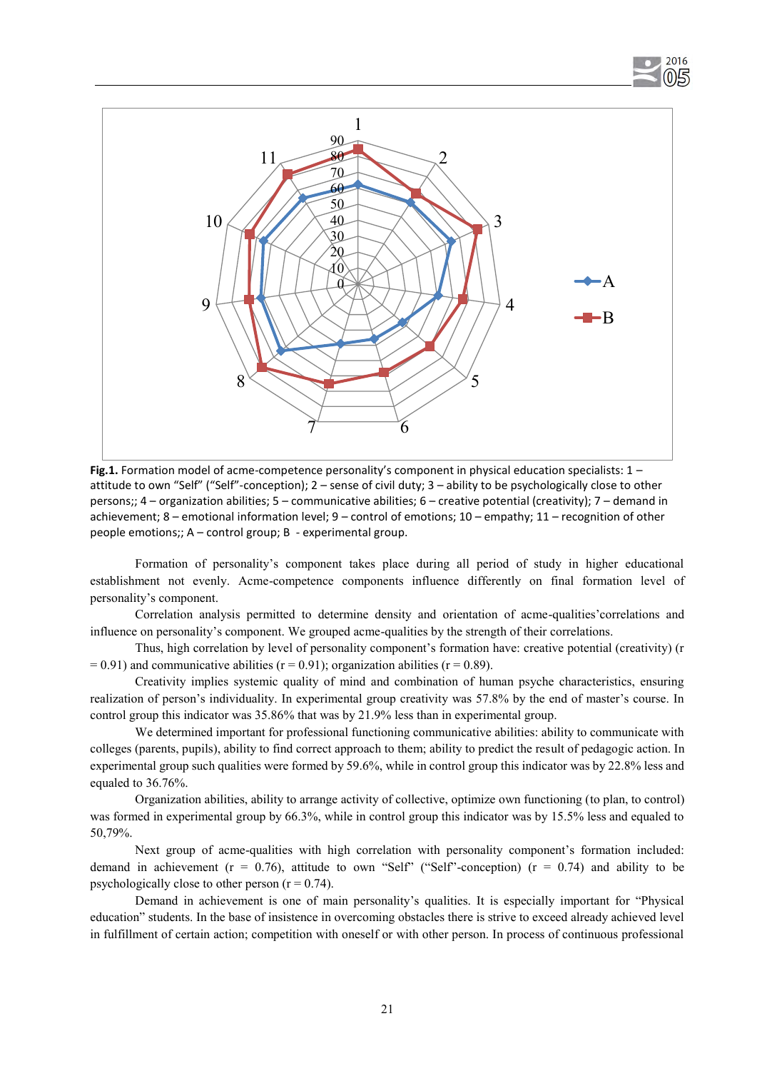**Fig.1.** Formation model of acme-competence personality's component in physical education specialists: 1 – attitude to own "Self" ("Self"-conception); 2 – sense of civil duty; 3 – ability to be psychologically close to other persons;; 4 – organization abilities; 5 – communicative abilities; 6 – creative potential (creativity); 7 – demand in achievement; 8 – emotional information level; 9 – control of emotions; 10 – empathy; 11 – recognition of other people emotions;; A – control group; B - experimental group.

Formation of personality's component takes place during all period of study in higher educational establishment not evenly. Acme-competence components influence differently on final formation level of personality's component.

Correlation analysis permitted to determine density and orientation of acme-qualities'correlations and influence on personality's component. We grouped acme-qualities by the strength of their correlations.

Thus, high correlation by level of personality component's formation have: creative potential (creativity) ($r = 0.91$) and communicative abilities ($r = 0.91$); organization abilities ($r = 0.89$).

Creativity implies systemic quality of mind and combination of human psyche characteristics, ensuring realization of person's individuality. In experimental group creativity was 57.8% by the end of master's course. In control group this indicator was 35.86% that was by 21.9% less than in experimental group.

We determined important for professional functioning communicative abilities: ability to communicate with colleges (parents, pupils), ability to find correct approach to them; ability to predict the result of pedagogic action. In experimental group such qualities were formed by 59.6%, while in control group this indicator was by 22.8% less and equaled to 36.76%.

Organization abilities, ability to arrange activity of collective, optimize own functioning (to plan, to control) was formed in experimental group by 66.3%, while in control group this indicator was by 15.5% less and equaled to 50,79%.

Next group of acme-qualities with high correlation with personality component's formation included: demand in achievement ($r = 0.76$), attitude to own "Self" ("Self"-conception) ($r = 0.74$) and ability to be psychologically close to other person ($r = 0.74$).

Demand in achievement is one of main personality's qualities. It is especially important for "Physical education" students. In the base of insistence in overcoming obstacles there is strive to exceed already achieved level in fulfillment of certain action; competition with oneself or with other person. In process of continuous professional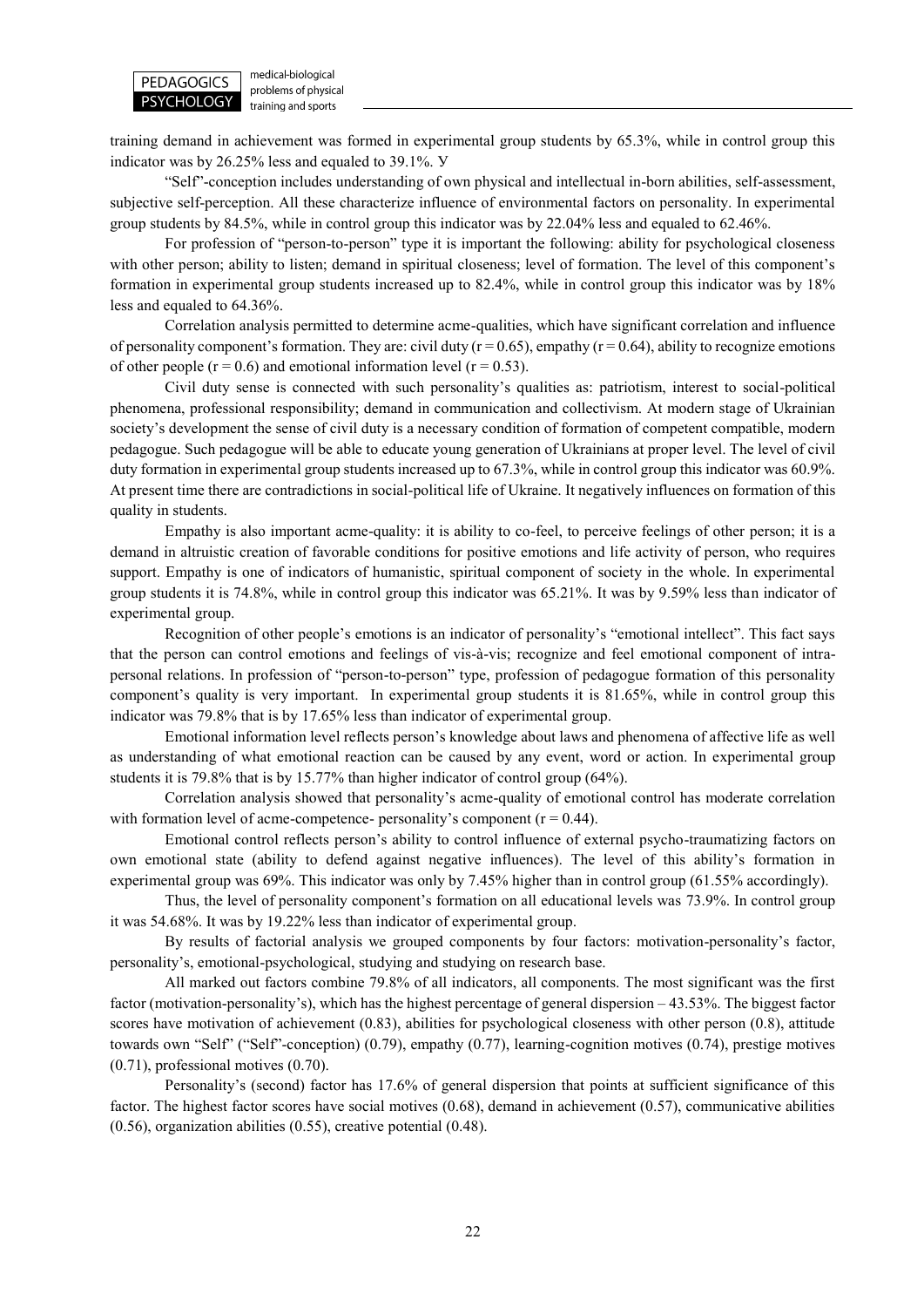training demand in achievement was formed in experimental group students by 65.3%, while in control group this indicator was by 26.25% less and equaled to 39.1%. У

"Self"-conception includes understanding of own physical and intellectual in-born abilities, self-assessment, subjective self-perception. All these characterize influence of environmental factors on personality. In experimental group students by 84.5%, while in control group this indicator was by 22.04% less and equaled to 62.46%.

For profession of "person-to-person" type it is important the following: ability for psychological closeness with other person; ability to listen; demand in spiritual closeness; level of formation. The level of this component's formation in experimental group students increased up to 82.4%, while in control group this indicator was by 18% less and equaled to 64.36%.

Correlation analysis permitted to determine acme-qualities, which have significant correlation and influence of personality component's formation. They are: civil duty ($r = 0.65$), empathy ($r = 0.64$), ability to recognize emotions of other people ($r = 0.6$) and emotional information level ($r = 0.53$).

Civil duty sense is connected with such personality's qualities as: patriotism, interest to social-political phenomena, professional responsibility; demand in communication and collectivism. At modern stage of Ukrainian society's development the sense of civil duty is a necessary condition of formation of competent compatible, modern pedagogue. Such pedagogue will be able to educate young generation of Ukrainians at proper level. The level of civil duty formation in experimental group students increased up to 67.3%, while in control group this indicator was 60.9%. At present time there are contradictions in social-political life of Ukraine. It negatively influences on formation of this quality in students.

Empathy is also important acme-quality: it is ability to co-feel, to perceive feelings of other person; it is a demand in altruistic creation of favorable conditions for positive emotions and life activity of person, who requires support. Empathy is one of indicators of humanistic, spiritual component of society in the whole. In experimental group students it is 74.8%, while in control group this indicator was 65.21%. It was by 9.59% less than indicator of experimental group.

Recognition of other people's emotions is an indicator of personality's "emotional intellect". This fact says that the person can control emotions and feelings of vis-à-vis; recognize and feel emotional component of intra-personal relations. In profession of "person-to-person" type, profession of pedagogue formation of this personality component's quality is very important. In experimental group students it is 81.65%, while in control group this indicator was 79.8% that is by 17.65% less than indicator of experimental group.

Emotional information level reflects person's knowledge about laws and phenomena of affective life as well as understanding of what emotional reaction can be caused by any event, word or action. In experimental group students it is 79.8% that is by 15.77% than higher indicator of control group (64%).

Correlation analysis showed that personality's acme-quality of emotional control has moderate correlation with formation level of acme-competence- personality's component ($r = 0.44$).

Emotional control reflects person's ability to control influence of external psycho-traumatizing factors on own emotional state (ability to defend against negative influences). The level of this ability's formation in experimental group was 69%. This indicator was only by 7.45% higher than in control group (61.55% accordingly).

Thus, the level of personality component's formation on all educational levels was 73.9%. In control group it was 54.68%. It was by 19.22% less than indicator of experimental group.

By results of factorial analysis we grouped components by four factors: motivation-personality's factor, personality's, emotional-psychological, studying and studying on research base.

All marked out factors combine 79.8% of all indicators, all components. The most significant was the first factor (motivation-personality's), which has the highest percentage of general dispersion – 43.53%. The biggest factor scores have motivation of achievement (0.83), abilities for psychological closeness with other person (0.8), attitude towards own "Self" ("Self"-conception) (0.79), empathy (0.77), learning-cognition motives (0.74), prestige motives (0.71), professional motives (0.70).

Personality's (second) factor has 17.6% of general dispersion that points at sufficient significance of this factor. The highest factor scores have social motives (0.68), demand in achievement (0.57), communicative abilities (0.56), organization abilities (0.55), creative potential (0.48).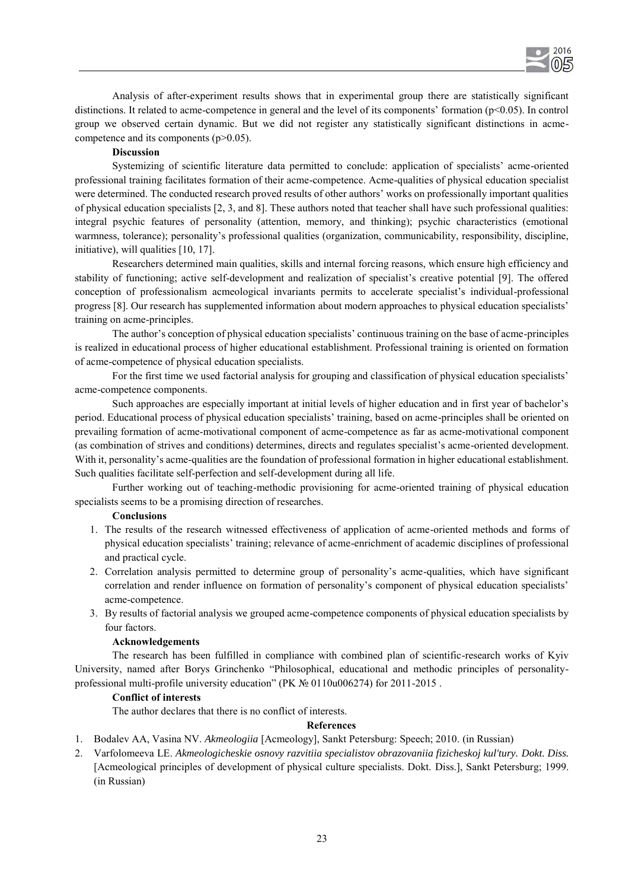Analysis of after-experiment results shows that in experimental group there are statistically significant distinctions. It related to acme-competence in general and the level of its components' formation ($p<0.05$). In control group we observed certain dynamic. But we did not register any statistically significant distinctions in acme-competence and its components ($p>0.05$).

**Discussion**

Systemizing of scientific literature data permitted to conclude: application of specialists' acme-oriented professional training facilitates formation of their acme-competence. Acme-qualities of physical education specialist were determined. The conducted research proved results of other authors' works on professionally important qualities of physical education specialists [2, 3, and 8]. These authors noted that teacher shall have such professional qualities: integral psychic features of personality (attention, memory, and thinking); psychic characteristics (emotional warmness, tolerance); personality's professional qualities (organization, communicability, responsibility, discipline, initiative), will qualities [10, 17].

Researchers determined main qualities, skills and internal forcing reasons, which ensure high efficiency and stability of functioning; active self-development and realization of specialist's creative potential [9]. The offered conception of professionalism acmeological invariants permits to accelerate specialist's individual-professional progress [8]. Our research has supplemented information about modern approaches to physical education specialists' training on acme-principles.

The author's conception of physical education specialists' continuous training on the base of acme-principles is realized in educational process of higher educational establishment. Professional training is oriented on formation of acme-competence of physical education specialists.

For the first time we used factorial analysis for grouping and classification of physical education specialists' acme-competence components.

Such approaches are especially important at initial levels of higher education and in first year of bachelor's period. Educational process of physical education specialists' training, based on acme-principles shall be oriented on prevailing formation of acme-motivational component of acme-competence as far as acme-motivational component (as combination of strives and conditions) determines, directs and regulates specialist's acme-oriented development. With it, personality's acme-qualities are the foundation of professional formation in higher educational establishment. Such qualities facilitate self-perfection and self-development during all life.

Further working out of teaching-methodic provisioning for acme-oriented training of physical education specialists seems to be a promising direction of researches.

**Conclusions**

1. The results of the research witnessed effectiveness of application of acme-oriented methods and forms of physical education specialists' training; relevance of acme-enrichment of academic disciplines of professional and practical cycle.
2. Correlation analysis permitted to determine group of personality's acme-qualities, which have significant correlation and render influence on formation of personality's component of physical education specialists' acme-competence.
3. By results of factorial analysis we grouped acme-competence components of physical education specialists by four factors.

**Acknowledgements**

The research has been fulfilled in compliance with combined plan of scientific-research works of Kyiv University, named after Borys Grinchenko "Philosophical, educational and methodic principles of personality-professional multi-profile university education" (РК № 0110u006274) for 2011-2015 .

**Conflict of interests**

The author declares that there is no conflict of interests.

**References**

1. Bodalev AA, Vasina NV. *Akmeologiia* [Acmeology], Sankt Petersburg: Speech; 2010. (in Russian)
2. Varfolomeeva LE. *Akmeologicheskie osnovy razvitiia specialistov obrazovaniia fizicheskoj kul'tury. Dokt. Diss.* [Acmeological principles of development of physical culture specialists. Dokt. Diss.], Sankt Petersburg; 1999. (in Russian)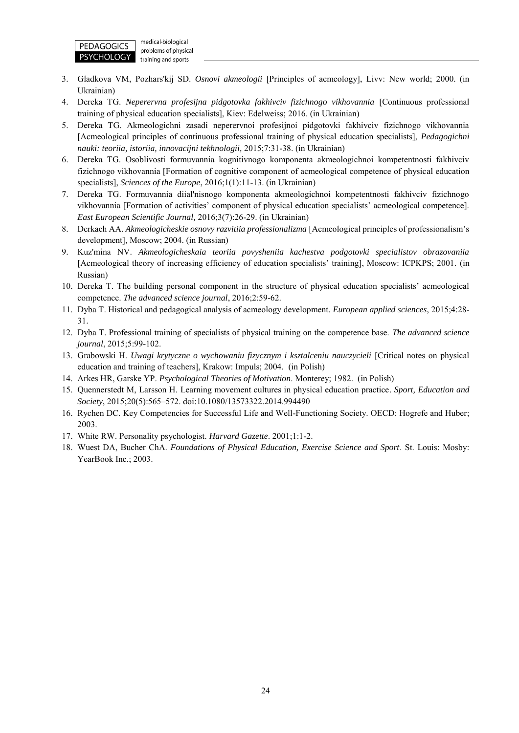3. Gladkova VM, Pozhars'kij SD. *Osnovi akmeologii* [Principles of acmeology], Livv: New world; 2000. (in Ukrainian)
4. Dereka TG. *Neperervna profesijna pidgotovka fakhivciv fizichnogo vikhovannia* [Continuous professional training of physical education specialists], Kiev: Edelweiss; 2016. (in Ukrainian)
5. Dereka TG. Akmeologichni zasadi neperervnoi profesijnoi pidgotovki fakhivciv fizichnogo vikhovannia [Acmeological principles of continuous professional training of physical education specialists], *Pedagogichni nauki: teoriia, istoriia, innovacijni tekhnologii*, 2015;7:31-38. (in Ukrainian)
6. Dereka TG. Osoblivosti formuvannia kognitivnogo komponenta akmeologichnoi kompetentnosti fakhivciv fizichnogo vikhovannia [Formation of cognitive component of acmeological competence of physical education specialists], *Sciences of the Europe*, 2016;1(1):11-13. (in Ukrainian)
7. Dereka TG. Formuvannia diial'nisnogo komponenta akmeologichnoi kompetentnosti fakhivciv fizichnogo vikhovannia [Formation of activities' component of physical education specialists' acmeological competence]. *East European Scientific Journal,* 2016;3(7):26-29. (in Ukrainian)
8. Derkach AA. *Akmeologicheskie osnovy razvitiia professionalizma* [Acmeological principles of professionalism's development], Moscow; 2004. (in Russian)
9. Kuz'mina NV. *Akmeologicheskaia teoriia povysheniia kachestva podgotovki specialistov obrazovaniia* [Acmeological theory of increasing efficiency of education specialists' training], Moscow: ICPKPS; 2001. (in Russian)
10. Dereka T. The building personal component in the structure of physical education specialists' acmeological competence. *The advanced science journal*, 2016;2:59-62.
11. Dyba T. Historical and pedagogical analysis of acmeology development. *European applied sciences*, 2015;4:28-31.
12. Dyba T. Professional training of specialists of physical training on the competence base. *The advanced science journal*, 2015;5:99-102.
13. Grabowski H. *Uwagi krytyczne o wychowaniu fizycznym i ksztalceniu nauczycieli* [Critical notes on physical education and training of teachers], Krakow: Impuls; 2004. (in Polish)
14. Arkes HR, Garske YP. *Psychological Theories of Motivation*. Monterey; 1982. (in Polish)
15. Quennerstedt M, Larsson H. Learning movement cultures in physical education practice. *Sport, Education and Society*, 2015;20(5):565–572. doi:10.1080/13573322.2014.994490
16. Rychen DC. Key Competencies for Successful Life and Well-Functioning Society. OECD: Hogrefe and Huber; 2003.
17. White RW. Personality psychologist. *Harvard Gazette*. 2001;1:1-2.
18. Wuest DA, Bucher ChA. *Foundations of Physical Education, Exercise Science and Sport*. St. Louis: Mosby: YearBook Inc.; 2003.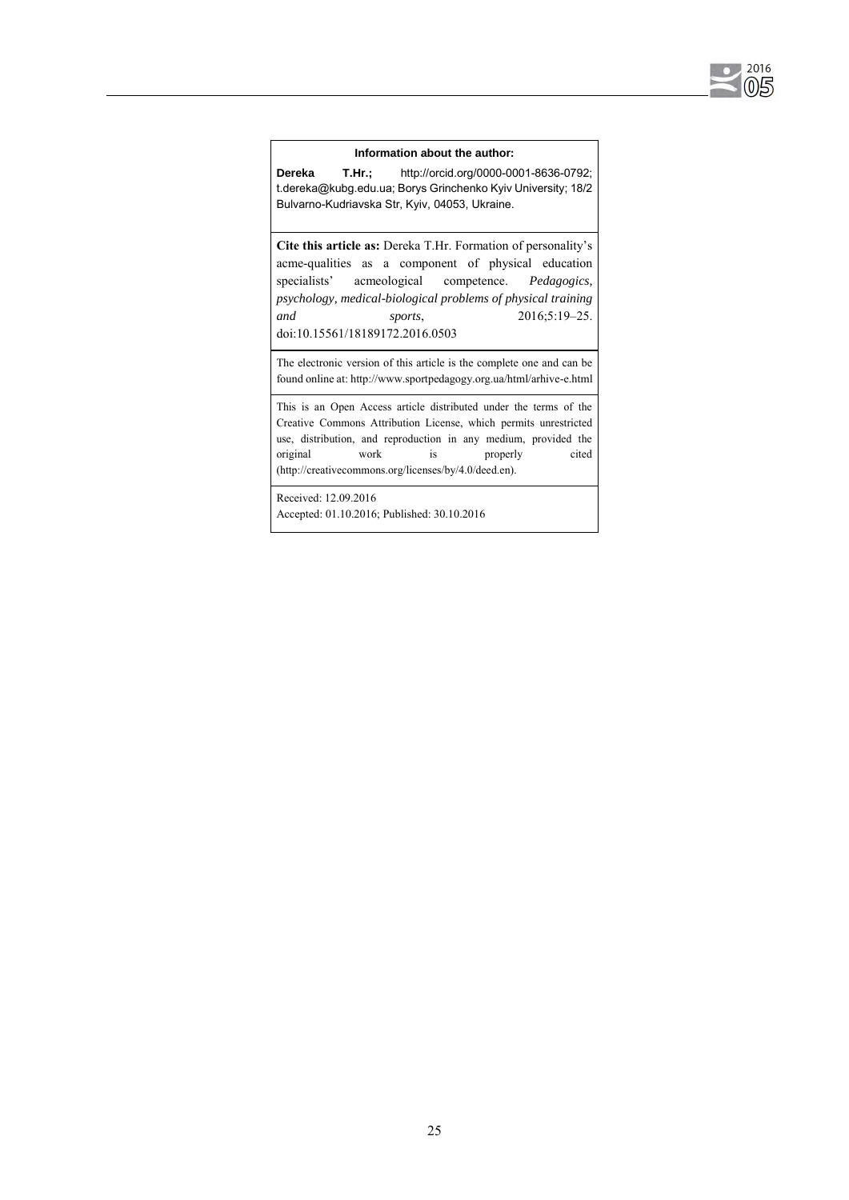**Information about the author:**

**Dereka T.Hr.;** http://orcid.org/0000-0001-8636-0792; t.dereka@kubg.edu.ua; Borys Grinchenko Kyiv University; 18/2 Bulvarno-Kudriavska Str, Kyiv, 04053, Ukraine.

**Cite this article as:** Dereka T.Hr. Formation of personality's acme-qualities as a component of physical education specialists' acmeological competence. *Pedagogics, psychology, medical-biological problems of physical training and sports*, 2016;5:19–25. doi:10.15561/18189172.2016.0503

The electronic version of this article is the complete one and can be found online at: http://www.sportpedagogy.org.ua/html/arhive-e.html

This is an Open Access article distributed under the terms of the Creative Commons Attribution License, which permits unrestricted use, distribution, and reproduction in any medium, provided the original work is properly cited (http://creativecommons.org/licenses/by/4.0/deed.en).

Received: 12.09.2016
Accepted: 01.10.2016; Published: 30.10.2016